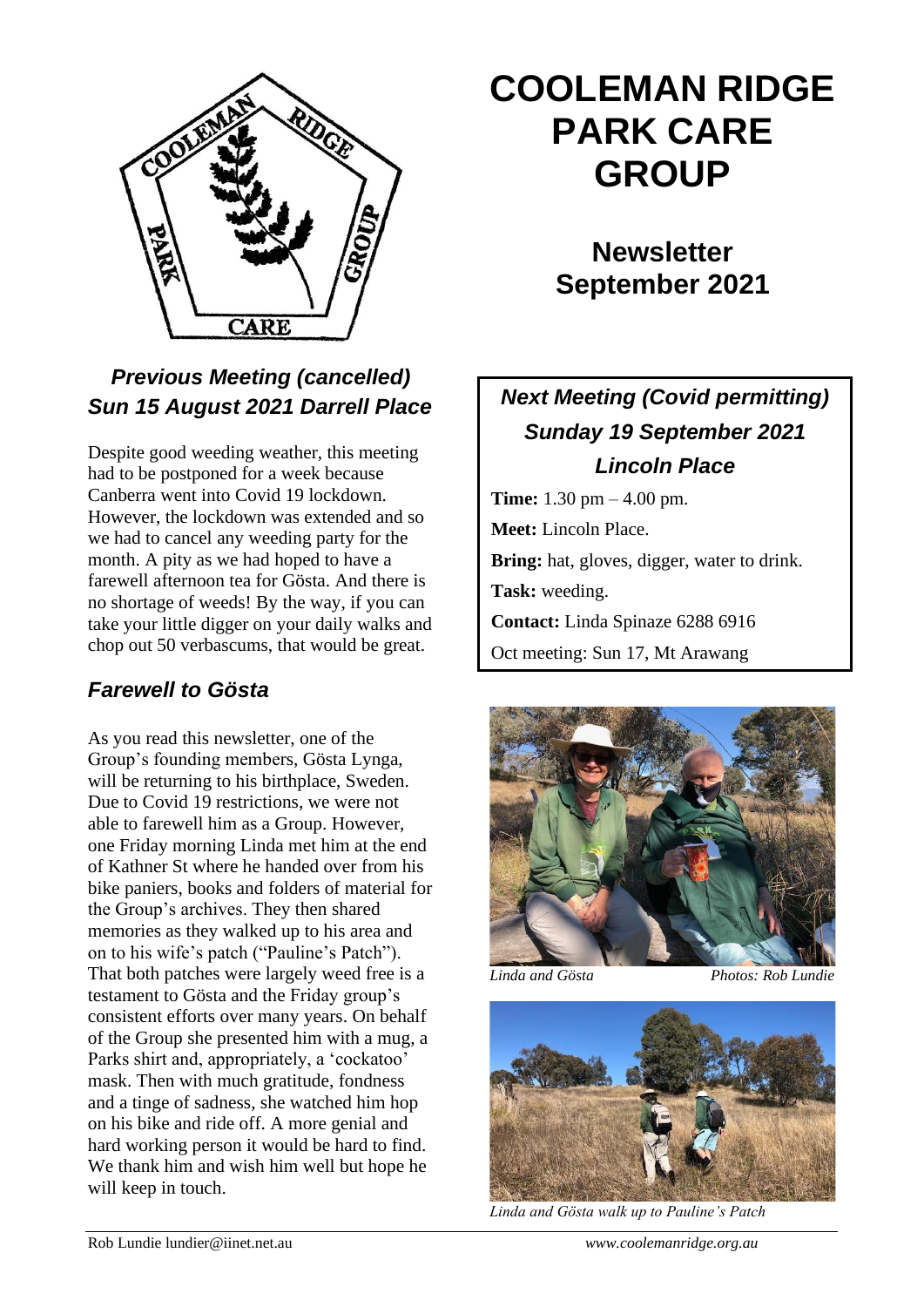# COOLEMAN RIDGE PARK CARE GROUP

## Newsletter September 2021

### *Previous Meeting (cancelled) Sun 15 August 2021 Darrell Place*

Despite good weeding weather, this meeting had to be postponed for a week because Canberra went into Covid 19 lockdown. However, the lockdown was extended and so we had to cancel any weeding party for the month. A pity as we had hoped to have a farewell afternoon tea for Gösta. And there is no shortage of weeds! By the way, if you can take your little digger on your daily walks and chop out 50 verbascums, that would be great.

### *Farewell to Gösta*

As you read this newsletter, one of the Group's founding members, Gösta Lynga, will be returning to his birthplace, Sweden. Due to Covid 19 restrictions, we were not able to farewell him as a Group. However, one Friday morning Linda met him at the end of Kathner St where he handed over from his bike paniers, books and folders of material for the Group's archives. They then shared memories as they walked up to his area and on to his wife's patch ("Pauline's Patch"). That both patches were largely weed free is a testament to Gösta and the Friday group's consistent efforts over many years. On behalf of the Group she presented him with a mug, a Parks shirt and, appropriately, a 'cockatoo' mask. Then with much gratitude, fondness and a tinge of sadness, she watched him hop on his bike and ride off. A more genial and hard working person it would be hard to find. We thank him and wish him well but hope he will keep in touch.

### *Next Meeting (Covid permitting) Sunday 19 September 2021 Lincoln Place*

**Time:** 1.30 pm – 4.00 pm.

**Meet:** Lincoln Place.

**Bring:** hat, gloves, digger, water to drink.

**Task:** weeding.

**Contact:** Linda Spinaze 6288 6916

Oct meeting: Sun 17, Mt Arawang

*Linda and Gösta* *Photos: Rob Lundie*

*Linda and Gösta walk up to Pauline's Patch*

Rob Lundie lundier@iinet.net.au www.coolemanridge.org.au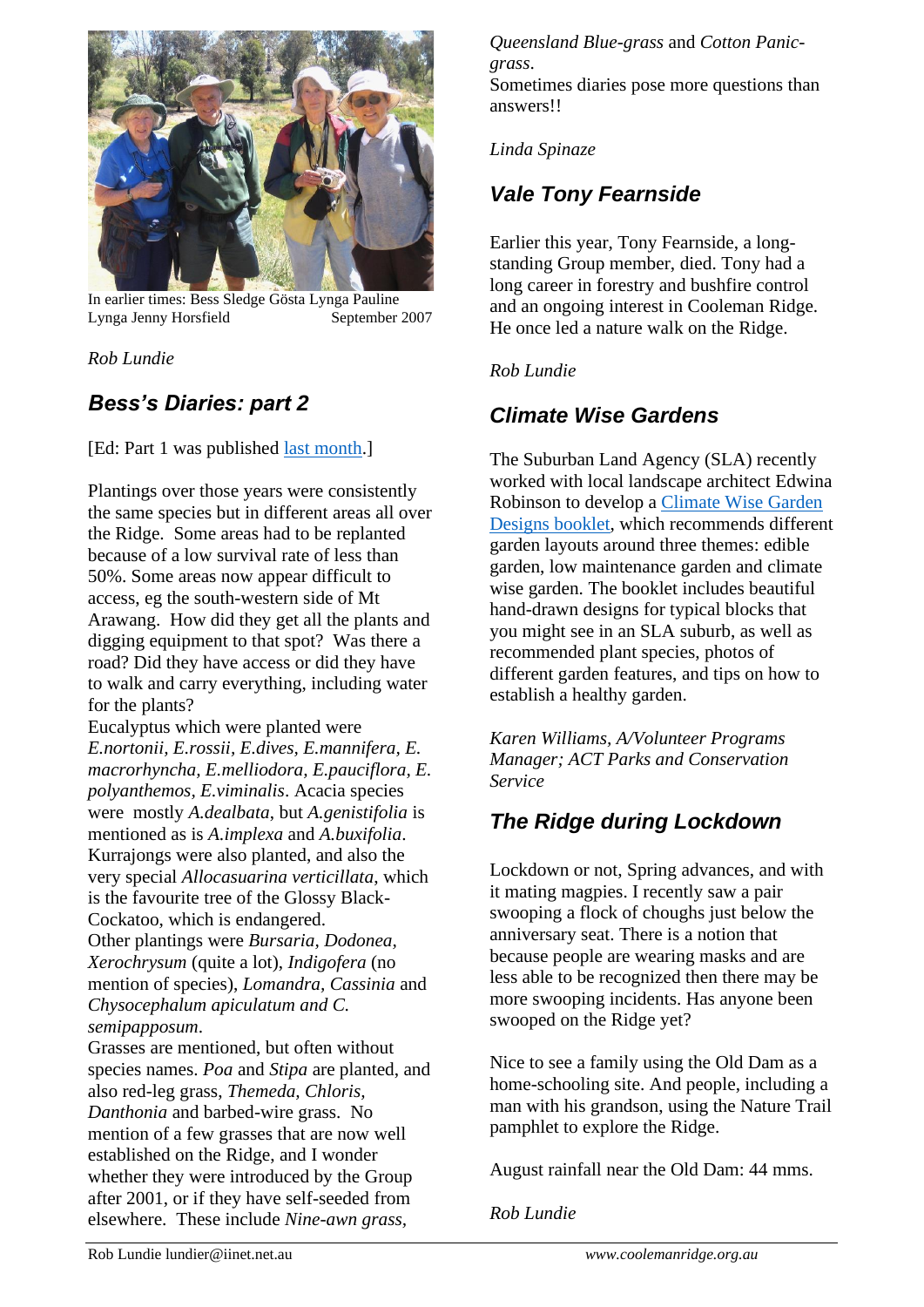In earlier times: Bess Sledge Gösta Lynga Pauline Lynga Jenny Horsfield September 2007

*Rob Lundie*

## *Bess's Diaries: part 2*

[Ed: Part 1 was published last month.]

Plantings over those years were consistently the same species but in different areas all over the Ridge. Some areas had to be replanted because of a low survival rate of less than 50%. Some areas now appear difficult to access, eg the south-western side of Mt Arawang. How did they get all the plants and digging equipment to that spot? Was there a road? Did they have access or did they have to walk and carry everything, including water for the plants?

Eucalyptus which were planted were *E.nortonii*, *E.rossii*, *E.dives*, *E.mannifera*, *E. macrorhyncha*, *E.melliodora*, *E.pauciflora*, *E. polyanthemos*, *E.viminalis*. Acacia species were mostly *A.dealbata*, but *A.genistifolia* is mentioned as is *A.implexa* and *A.buxifolia*. Kurrajongs were also planted, and also the very special *Allocasuarina verticillata*, which is the favourite tree of the Glossy Black-Cockatoo, which is endangered.

Other plantings were *Bursaria*, *Dodonea*, *Xerochrysum* (quite a lot), *Indigofera* (no mention of species), *Lomandra*, *Cassinia* and *Chysocephalum apiculatum and C. semipapposum*.

Grasses are mentioned, but often without species names. *Poa* and *Stipa* are planted, and also red-leg grass, *Themeda*, *Chloris*, *Danthonia* and barbed-wire grass. No mention of a few grasses that are now well established on the Ridge, and I wonder whether they were introduced by the Group after 2001, or if they have self-seeded from elsewhere. These include *Nine-awn grass*, *Queensland Blue-grass* and *Cotton Panic-grass*.

Sometimes diaries pose more questions than answers!!

*Linda Spinaze*

## *Vale Tony Fearnside*

Earlier this year, Tony Fearnside, a long-standing Group member, died. Tony had a long career in forestry and bushfire control and an ongoing interest in Cooleman Ridge. He once led a nature walk on the Ridge.

*Rob Lundie*

## *Climate Wise Gardens*

The Suburban Land Agency (SLA) recently worked with local landscape architect Edwina Robinson to develop a Climate Wise Garden Designs booklet, which recommends different garden layouts around three themes: edible garden, low maintenance garden and climate wise garden. The booklet includes beautiful hand-drawn designs for typical blocks that you might see in an SLA suburb, as well as recommended plant species, photos of different garden features, and tips on how to establish a healthy garden.

*Karen Williams, A/Volunteer Programs Manager; ACT Parks and Conservation Service*

## *The Ridge during Lockdown*

Lockdown or not, Spring advances, and with it mating magpies. I recently saw a pair swooping a flock of choughs just below the anniversary seat. There is a notion that because people are wearing masks and are less able to be recognized then there may be more swooping incidents. Has anyone been swooped on the Ridge yet?

Nice to see a family using the Old Dam as a home-schooling site. And people, including a man with his grandson, using the Nature Trail pamphlet to explore the Ridge.

August rainfall near the Old Dam: 44 mms.

*Rob Lundie*